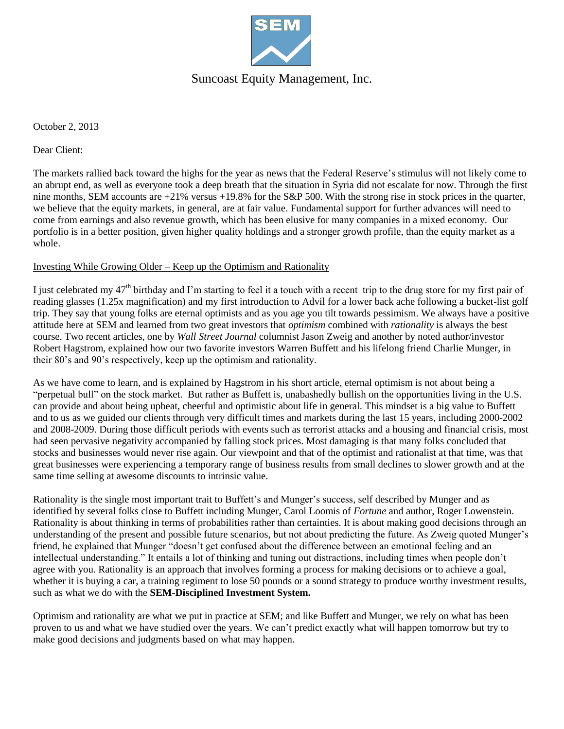Suncoast Equity Management, Inc.

October 2, 2013

Dear Client:

The markets rallied back toward the highs for the year as news that the Federal Reserve's stimulus will not likely come to an abrupt end, as well as everyone took a deep breath that the situation in Syria did not escalate for now. Through the first nine months, SEM accounts are +21% versus +19.8% for the S&P 500. With the strong rise in stock prices in the quarter, we believe that the equity markets, in general, are at fair value. Fundamental support for further advances will need to come from earnings and also revenue growth, which has been elusive for many companies in a mixed economy. Our portfolio is in a better position, given higher quality holdings and a stronger growth profile, than the equity market as a whole.

Investing While Growing Older – Keep up the Optimism and Rationality

I just celebrated my 47th birthday and I'm starting to feel it a touch with a recent trip to the drug store for my first pair of reading glasses (1.25x magnification) and my first introduction to Advil for a lower back ache following a bucket-list golf trip. They say that young folks are eternal optimists and as you age you tilt towards pessimism. We always have a positive attitude here at SEM and learned from two great investors that *optimism* combined with *rationality* is always the best course. Two recent articles, one by *Wall Street Journal* columnist Jason Zweig and another by noted author/investor Robert Hagstrom, explained how our two favorite investors Warren Buffett and his lifelong friend Charlie Munger, in their 80's and 90's respectively, keep up the optimism and rationality.

As we have come to learn, and is explained by Hagstrom in his short article, eternal optimism is not about being a "perpetual bull" on the stock market. But rather as Buffett is, unabashedly bullish on the opportunities living in the U.S. can provide and about being upbeat, cheerful and optimistic about life in general. This mindset is a big value to Buffett and to us as we guided our clients through very difficult times and markets during the last 15 years, including 2000-2002 and 2008-2009. During those difficult periods with events such as terrorist attacks and a housing and financial crisis, most had seen pervasive negativity accompanied by falling stock prices. Most damaging is that many folks concluded that stocks and businesses would never rise again. Our viewpoint and that of the optimist and rationalist at that time, was that great businesses were experiencing a temporary range of business results from small declines to slower growth and at the same time selling at awesome discounts to intrinsic value.

Rationality is the single most important trait to Buffett's and Munger's success, self described by Munger and as identified by several folks close to Buffett including Munger, Carol Loomis of *Fortune* and author, Roger Lowenstein. Rationality is about thinking in terms of probabilities rather than certainties. It is about making good decisions through an understanding of the present and possible future scenarios, but not about predicting the future. As Zweig quoted Munger's friend, he explained that Munger "doesn't get confused about the difference between an emotional feeling and an intellectual understanding." It entails a lot of thinking and tuning out distractions, including times when people don't agree with you. Rationality is an approach that involves forming a process for making decisions or to achieve a goal, whether it is buying a car, a training regiment to lose 50 pounds or a sound strategy to produce worthy investment results, such as what we do with the **SEM-Disciplined Investment System.**

Optimism and rationality are what we put in practice at SEM; and like Buffett and Munger, we rely on what has been proven to us and what we have studied over the years. We can't predict exactly what will happen tomorrow but try to make good decisions and judgments based on what may happen.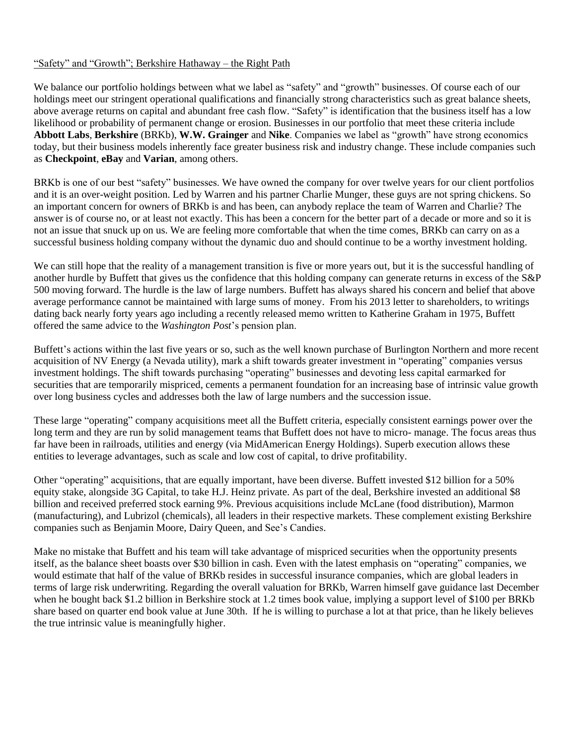<u>"Safety" and "Growth"; Berkshire Hathaway – the Right Path</u>

We balance our portfolio holdings between what we label as "safety" and "growth" businesses. Of course each of our holdings meet our stringent operational qualifications and financially strong characteristics such as great balance sheets, above average returns on capital and abundant free cash flow. "Safety" is identification that the business itself has a low likelihood or probability of permanent change or erosion. Businesses in our portfolio that meet these criteria include **Abbott Labs**, **Berkshire** (BRKb), **W.W. Grainger** and **Nike**. Companies we label as "growth" have strong economics today, but their business models inherently face greater business risk and industry change. These include companies such as **Checkpoint**, **eBay** and **Varian**, among others.

BRKb is one of our best "safety" businesses. We have owned the company for over twelve years for our client portfolios and it is an over-weight position. Led by Warren and his partner Charlie Munger, these guys are not spring chickens. So an important concern for owners of BRKb is and has been, can anybody replace the team of Warren and Charlie? The answer is of course no, or at least not exactly. This has been a concern for the better part of a decade or more and so it is not an issue that snuck up on us. We are feeling more comfortable that when the time comes, BRKb can carry on as a successful business holding company without the dynamic duo and should continue to be a worthy investment holding.

We can still hope that the reality of a management transition is five or more years out, but it is the successful handling of another hurdle by Buffett that gives us the confidence that this holding company can generate returns in excess of the S&P 500 moving forward. The hurdle is the law of large numbers. Buffett has always shared his concern and belief that above average performance cannot be maintained with large sums of money. From his 2013 letter to shareholders, to writings dating back nearly forty years ago including a recently released memo written to Katherine Graham in 1975, Buffett offered the same advice to the *Washington Post*'s pension plan.

Buffett's actions within the last five years or so, such as the well known purchase of Burlington Northern and more recent acquisition of NV Energy (a Nevada utility), mark a shift towards greater investment in "operating" companies versus investment holdings. The shift towards purchasing "operating" businesses and devoting less capital earmarked for securities that are temporarily mispriced, cements a permanent foundation for an increasing base of intrinsic value growth over long business cycles and addresses both the law of large numbers and the succession issue.

These large "operating" company acquisitions meet all the Buffett criteria, especially consistent earnings power over the long term and they are run by solid management teams that Buffett does not have to micro- manage. The focus areas thus far have been in railroads, utilities and energy (via MidAmerican Energy Holdings). Superb execution allows these entities to leverage advantages, such as scale and low cost of capital, to drive profitability.

Other "operating" acquisitions, that are equally important, have been diverse. Buffett invested $12 billion for a 50% equity stake, alongside 3G Capital, to take H.J. Heinz private. As part of the deal, Berkshire invested an additional $8 billion and received preferred stock earning 9%. Previous acquisitions include McLane (food distribution), Marmon (manufacturing), and Lubrizol (chemicals), all leaders in their respective markets. These complement existing Berkshire companies such as Benjamin Moore, Dairy Queen, and See's Candies.

Make no mistake that Buffett and his team will take advantage of mispriced securities when the opportunity presents itself, as the balance sheet boasts over $30 billion in cash. Even with the latest emphasis on "operating" companies, we would estimate that half of the value of BRKb resides in successful insurance companies, which are global leaders in terms of large risk underwriting. Regarding the overall valuation for BRKb, Warren himself gave guidance last December when he bought back $1.2 billion in Berkshire stock at 1.2 times book value, implying a support level of $100 per BRKb share based on quarter end book value at June 30th. If he is willing to purchase a lot at that price, than he likely believes the true intrinsic value is meaningfully higher.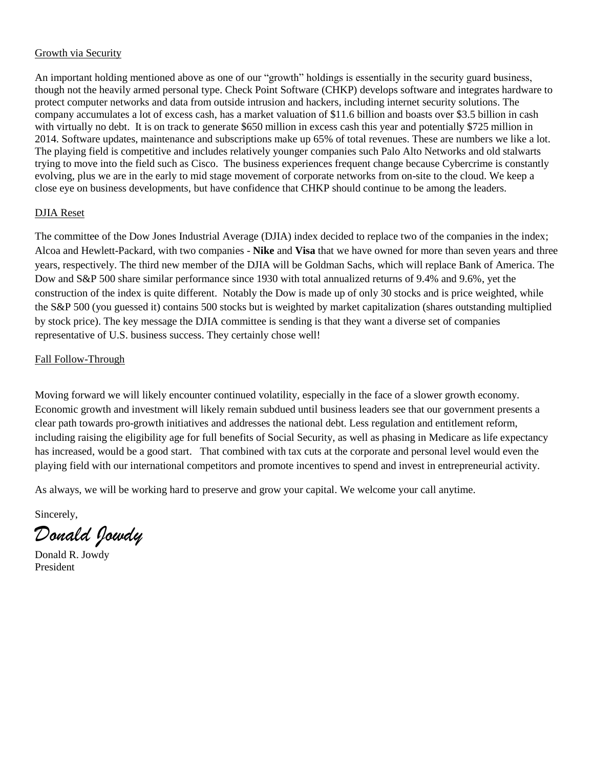Growth via Security

An important holding mentioned above as one of our "growth" holdings is essentially in the security guard business, though not the heavily armed personal type. Check Point Software (CHKP) develops software and integrates hardware to protect computer networks and data from outside intrusion and hackers, including internet security solutions. The company accumulates a lot of excess cash, has a market valuation of $11.6 billion and boasts over $3.5 billion in cash with virtually no debt. It is on track to generate $650 million in excess cash this year and potentially $725 million in 2014. Software updates, maintenance and subscriptions make up 65% of total revenues. These are numbers we like a lot. The playing field is competitive and includes relatively younger companies such Palo Alto Networks and old stalwarts trying to move into the field such as Cisco. The business experiences frequent change because Cybercrime is constantly evolving, plus we are in the early to mid stage movement of corporate networks from on-site to the cloud. We keep a close eye on business developments, but have confidence that CHKP should continue to be among the leaders.

DJIA Reset

The committee of the Dow Jones Industrial Average (DJIA) index decided to replace two of the companies in the index; Alcoa and Hewlett-Packard, with two companies - **Nike** and **Visa** that we have owned for more than seven years and three years, respectively. The third new member of the DJIA will be Goldman Sachs, which will replace Bank of America. The Dow and S&P 500 share similar performance since 1930 with total annualized returns of 9.4% and 9.6%, yet the construction of the index is quite different. Notably the Dow is made up of only 30 stocks and is price weighted, while the S&P 500 (you guessed it) contains 500 stocks but is weighted by market capitalization (shares outstanding multiplied by stock price). The key message the DJIA committee is sending is that they want a diverse set of companies representative of U.S. business success. They certainly chose well!

Fall Follow-Through

Moving forward we will likely encounter continued volatility, especially in the face of a slower growth economy. Economic growth and investment will likely remain subdued until business leaders see that our government presents a clear path towards pro-growth initiatives and addresses the national debt. Less regulation and entitlement reform, including raising the eligibility age for full benefits of Social Security, as well as phasing in Medicare as life expectancy has increased, would be a good start. That combined with tax cuts at the corporate and personal level would even the playing field with our international competitors and promote incentives to spend and invest in entrepreneurial activity.

As always, we will be working hard to preserve and grow your capital. We welcome your call anytime.

Sincerely,

*Donald Jowdy*

Donald R. Jowdy
President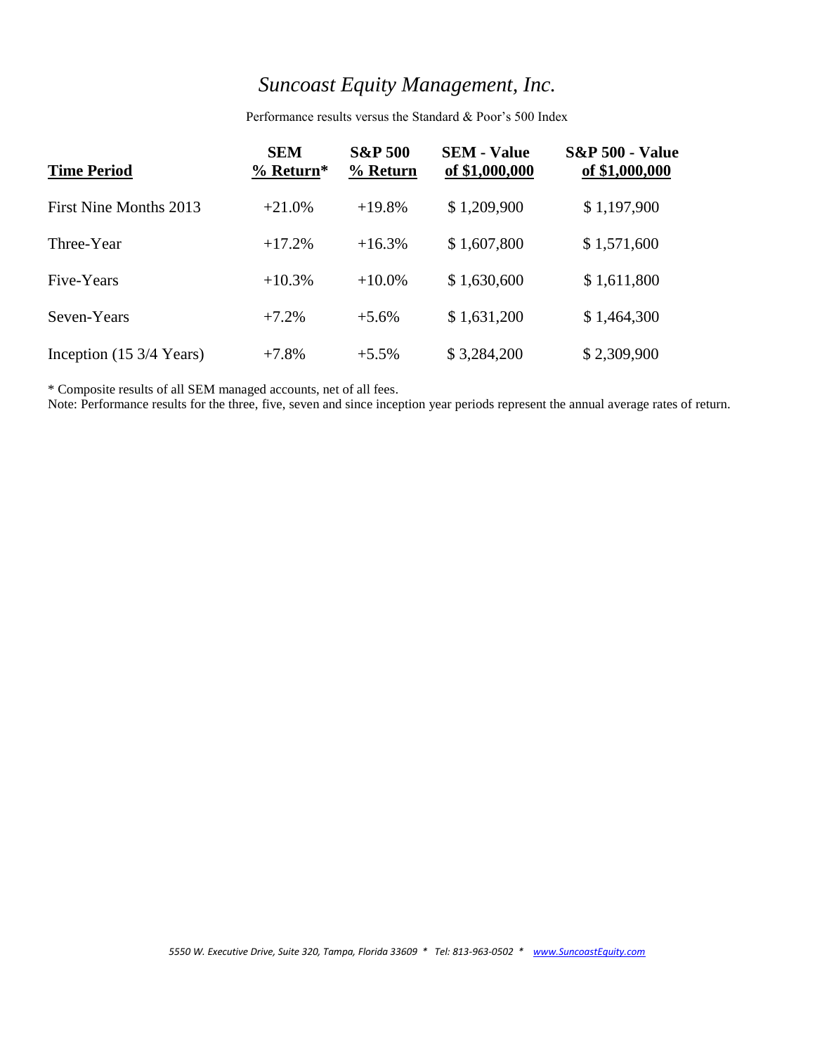# *Suncoast Equity Management, Inc.*

Performance results versus the Standard & Poor's 500 Index

| Time Period | SEM % Return* | S&P 500 % Return | SEM - Value of $1,000,000 | S&P 500 - Value of $1,000,000 |
|---|---|---|---|---|
| First Nine Months 2013 | +21.0% | +19.8% | $ 1,209,900 | $ 1,197,900 |
| Three-Year | +17.2% | +16.3% | $ 1,607,800 | $ 1,571,600 |
| Five-Years | +10.3% | +10.0% | $ 1,630,600 | $ 1,611,800 |
| Seven-Years | +7.2% | +5.6% | $ 1,631,200 | $ 1,464,300 |
| Inception (15 3/4 Years) | +7.8% | +5.5% | $ 3,284,200 | $ 2,309,900 |

* Composite results of all SEM managed accounts, net of all fees.

Note: Performance results for the three, five, seven and since inception year periods represent the annual average rates of return.

*5550 W. Executive Drive, Suite 320, Tampa, Florida 33609 * Tel: 813-963-0502 * www.SuncoastEquity.com*